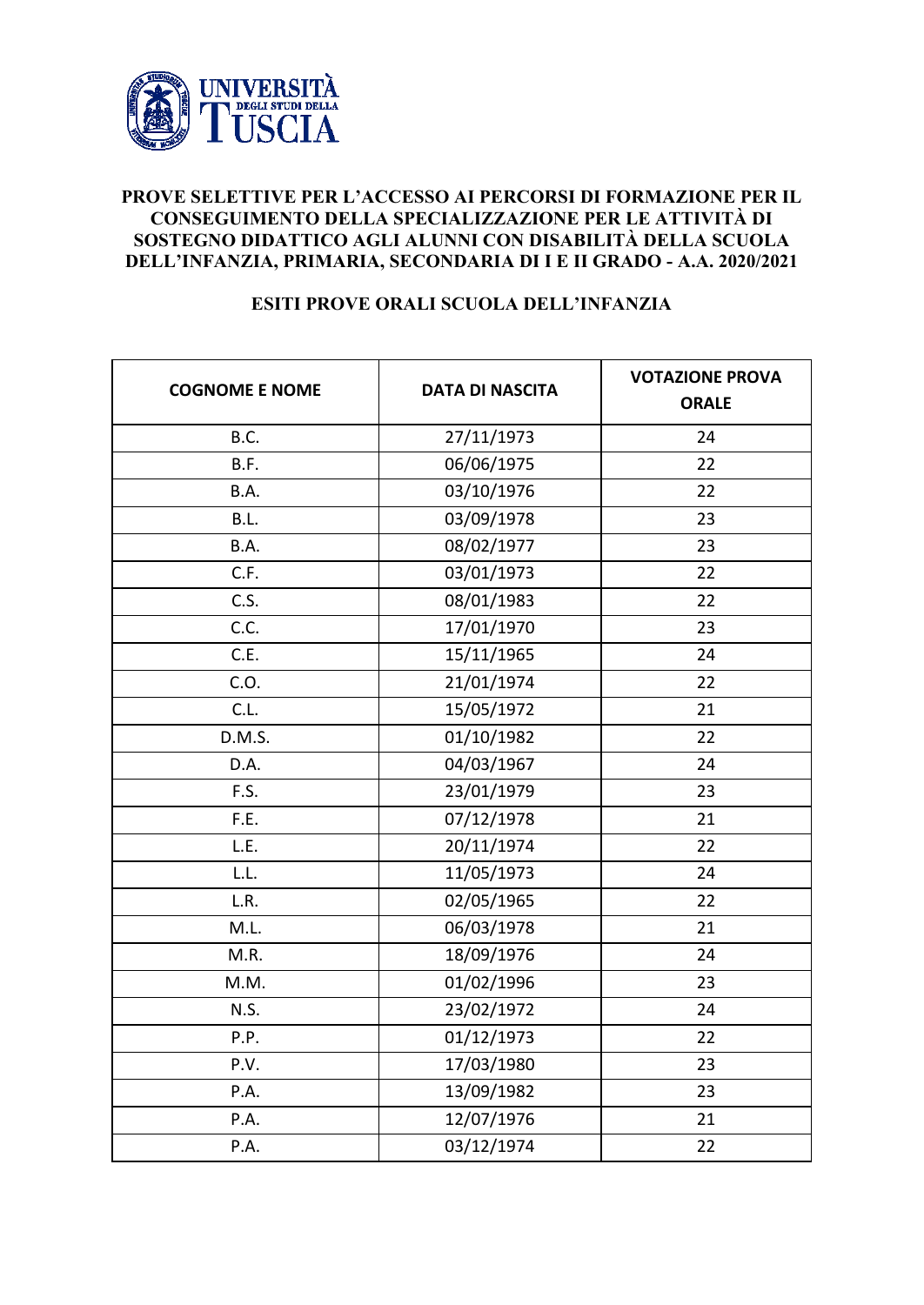UNIVERSITÀ DEGLI STUDI DELLA TUSCIA

## PROVE SELETTIVE PER L'ACCESSO AI PERCORSI DI FORMAZIONE PER IL CONSEGUIMENTO DELLA SPECIALIZZAZIONE PER LE ATTIVITÀ DI SOSTEGNO DIDATTICO AGLI ALUNNI CON DISABILITÀ DELLA SCUOLA DELL'INFANZIA, PRIMARIA, SECONDARIA DI I E II GRADO - A.A. 2020/2021

### ESITI PROVE ORALI SCUOLA DELL'INFANZIA

| COGNOME E NOME | DATA DI NASCITA | VOTAZIONE PROVA ORALE |
|---|---|---|
| B.C. | 27/11/1973 | 24 |
| B.F. | 06/06/1975 | 22 |
| B.A. | 03/10/1976 | 22 |
| B.L. | 03/09/1978 | 23 |
| B.A. | 08/02/1977 | 23 |
| C.F. | 03/01/1973 | 22 |
| C.S. | 08/01/1983 | 22 |
| C.C. | 17/01/1970 | 23 |
| C.E. | 15/11/1965 | 24 |
| C.O. | 21/01/1974 | 22 |
| C.L. | 15/05/1972 | 21 |
| D.M.S. | 01/10/1982 | 22 |
| D.A. | 04/03/1967 | 24 |
| F.S. | 23/01/1979 | 23 |
| F.E. | 07/12/1978 | 21 |
| L.E. | 20/11/1974 | 22 |
| L.L. | 11/05/1973 | 24 |
| L.R. | 02/05/1965 | 22 |
| M.L. | 06/03/1978 | 21 |
| M.R. | 18/09/1976 | 24 |
| M.M. | 01/02/1996 | 23 |
| N.S. | 23/02/1972 | 24 |
| P.P. | 01/12/1973 | 22 |
| P.V. | 17/03/1980 | 23 |
| P.A. | 13/09/1982 | 23 |
| P.A. | 12/07/1976 | 21 |
| P.A. | 03/12/1974 | 22 |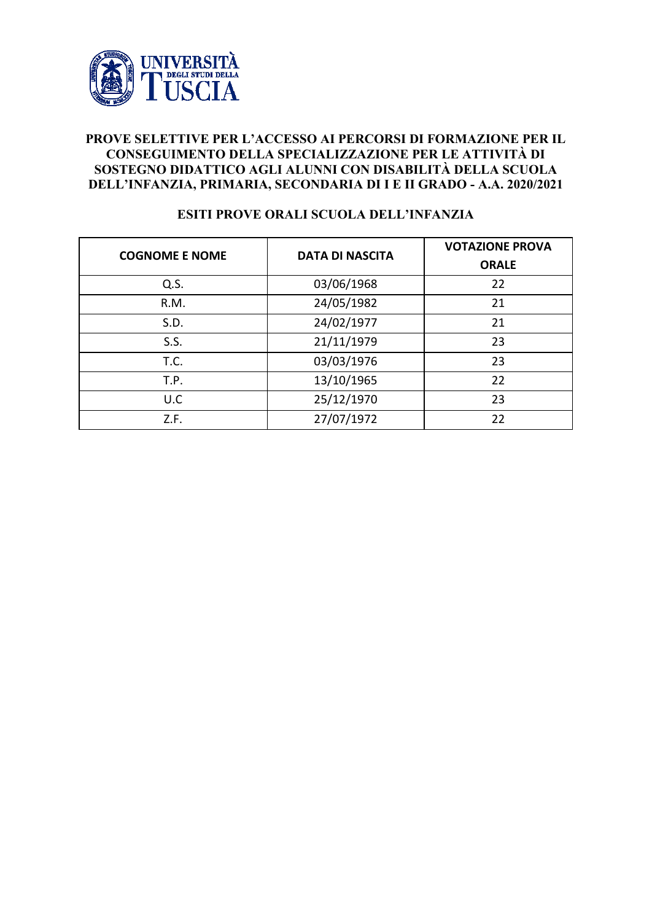**PROVE SELETTIVE PER L'ACCESSO AI PERCORSI DI FORMAZIONE PER IL CONSEGUIMENTO DELLA SPECIALIZZAZIONE PER LE ATTIVITÀ DI SOSTEGNO DIDATTICO AGLI ALUNNI CON DISABILITÀ DELLA SCUOLA DELL'INFANZIA, PRIMARIA, SECONDARIA DI I E II GRADO - A.A. 2020/2021**

**ESITI PROVE ORALI SCUOLA DELL'INFANZIA**

| COGNOME E NOME | DATA DI NASCITA | VOTAZIONE PROVA ORALE |
|---|---|---|
| Q.S. | 03/06/1968 | 22 |
| R.M. | 24/05/1982 | 21 |
| S.D. | 24/02/1977 | 21 |
| S.S. | 21/11/1979 | 23 |
| T.C. | 03/03/1976 | 23 |
| T.P. | 13/10/1965 | 22 |
| U.C | 25/12/1970 | 23 |
| Z.F. | 27/07/1972 | 22 |